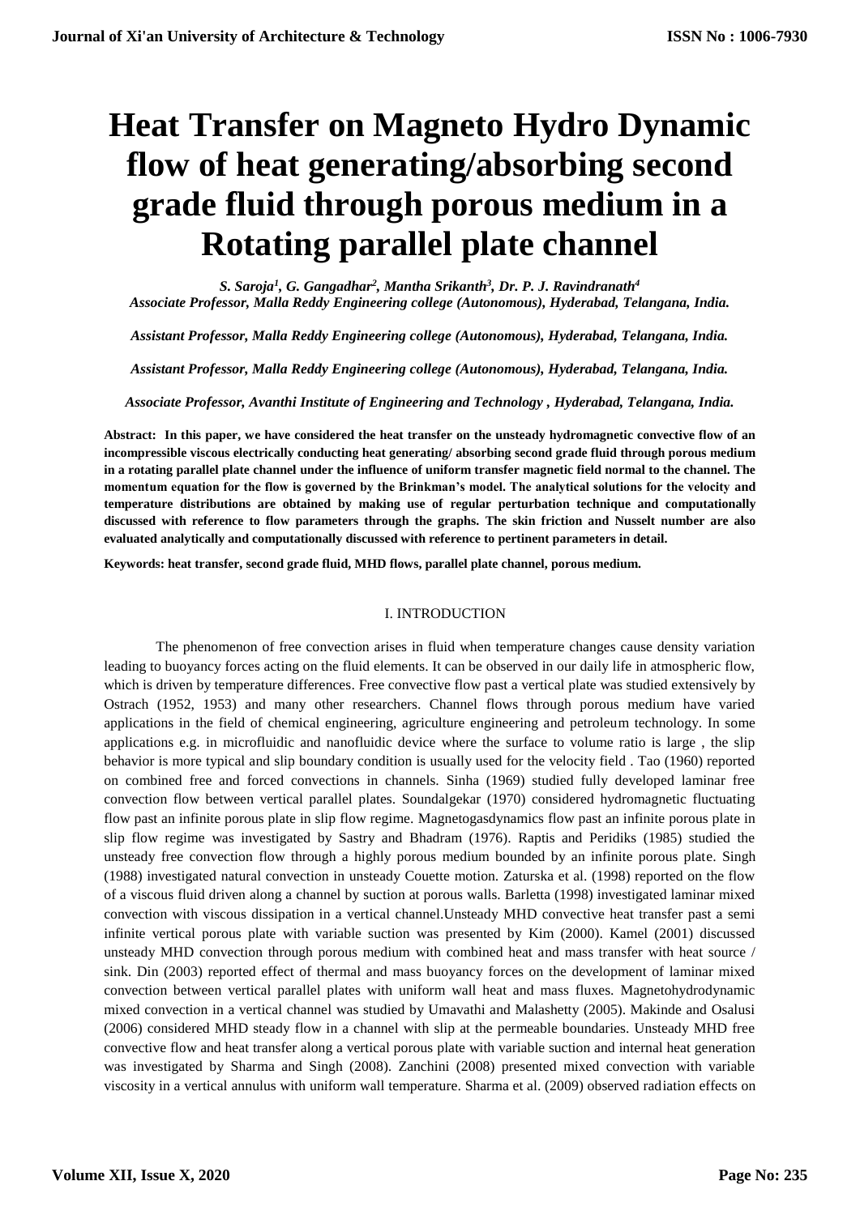# Heat Transfer on Magneto Hydro Dynamic flow of heat generating/absorbing second grade fluid through porous medium in a Rotating parallel plate channel

*S. Saroja[1], G. Gangadhar[2], Mantha Srikanth[3], Dr. P. J. Ravindranath[4]*

*Associate Professor, Malla Reddy Engineering college (Autonomous), Hyderabad, Telangana, India.*

*Assistant Professor, Malla Reddy Engineering college (Autonomous), Hyderabad, Telangana, India.*

*Assistant Professor, Malla Reddy Engineering college (Autonomous), Hyderabad, Telangana, India.*

*Associate Professor, Avanthi Institute of Engineering and Technology , Hyderabad, Telangana, India.*

**Abstract: In this paper, we have considered the heat transfer on the unsteady hydromagnetic convective flow of an incompressible viscous electrically conducting heat generating/ absorbing second grade fluid through porous medium in a rotating parallel plate channel under the influence of uniform transfer magnetic field normal to the channel. The momentum equation for the flow is governed by the Brinkman's model. The analytical solutions for the velocity and temperature distributions are obtained by making use of regular perturbation technique and computationally discussed with reference to flow parameters through the graphs. The skin friction and Nusselt number are also evaluated analytically and computationally discussed with reference to pertinent parameters in detail.**

**Keywords: heat transfer, second grade fluid, MHD flows, parallel plate channel, porous medium.**

## I. INTRODUCTION

The phenomenon of free convection arises in fluid when temperature changes cause density variation leading to buoyancy forces acting on the fluid elements. It can be observed in our daily life in atmospheric flow, which is driven by temperature differences. Free convective flow past a vertical plate was studied extensively by Ostrach (1952, 1953) and many other researchers. Channel flows through porous medium have varied applications in the field of chemical engineering, agriculture engineering and petroleum technology. In some applications e.g. in microfluidic and nanofluidic device where the surface to volume ratio is large , the slip behavior is more typical and slip boundary condition is usually used for the velocity field . Tao (1960) reported on combined free and forced convections in channels. Sinha (1969) studied fully developed laminar free convection flow between vertical parallel plates. Soundalgekar (1970) considered hydromagnetic fluctuating flow past an infinite porous plate in slip flow regime. Magnetogasdynamics flow past an infinite porous plate in slip flow regime was investigated by Sastry and Bhadram (1976). Raptis and Peridiks (1985) studied the unsteady free convection flow through a highly porous medium bounded by an infinite porous plate. Singh (1988) investigated natural convection in unsteady Couette motion. Zaturska et al. (1998) reported on the flow of a viscous fluid driven along a channel by suction at porous walls. Barletta (1998) investigated laminar mixed convection with viscous dissipation in a vertical channel.Unsteady MHD convective heat transfer past a semi infinite vertical porous plate with variable suction was presented by Kim (2000). Kamel (2001) discussed unsteady MHD convection through porous medium with combined heat and mass transfer with heat source / sink. Din (2003) reported effect of thermal and mass buoyancy forces on the development of laminar mixed convection between vertical parallel plates with uniform wall heat and mass fluxes. Magnetohydrodynamic mixed convection in a vertical channel was studied by Umavathi and Malashetty (2005). Makinde and Osalusi (2006) considered MHD steady flow in a channel with slip at the permeable boundaries. Unsteady MHD free convective flow and heat transfer along a vertical porous plate with variable suction and internal heat generation was investigated by Sharma and Singh (2008). Zanchini (2008) presented mixed convection with variable viscosity in a vertical annulus with uniform wall temperature. Sharma et al. (2009) observed radiation effects on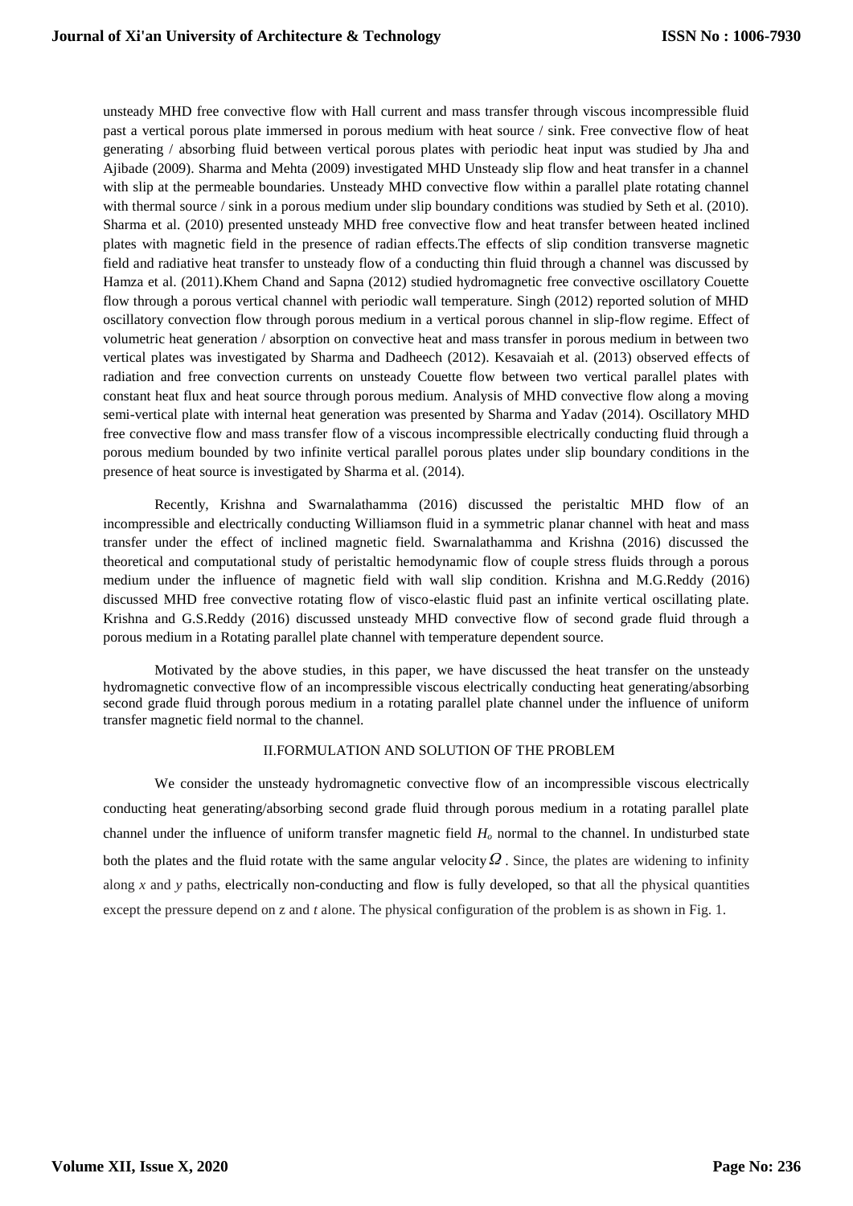unsteady MHD free convective flow with Hall current and mass transfer through viscous incompressible fluid past a vertical porous plate immersed in porous medium with heat source / sink. Free convective flow of heat generating / absorbing fluid between vertical porous plates with periodic heat input was studied by Jha and Ajibade (2009). Sharma and Mehta (2009) investigated MHD Unsteady slip flow and heat transfer in a channel with slip at the permeable boundaries. Unsteady MHD convective flow within a parallel plate rotating channel with thermal source / sink in a porous medium under slip boundary conditions was studied by Seth et al. (2010). Sharma et al. (2010) presented unsteady MHD free convective flow and heat transfer between heated inclined plates with magnetic field in the presence of radian effects.The effects of slip condition transverse magnetic field and radiative heat transfer to unsteady flow of a conducting thin fluid through a channel was discussed by Hamza et al. (2011).Khem Chand and Sapna (2012) studied hydromagnetic free convective oscillatory Couette flow through a porous vertical channel with periodic wall temperature. Singh (2012) reported solution of MHD oscillatory convection flow through porous medium in a vertical porous channel in slip-flow regime. Effect of volumetric heat generation / absorption on convective heat and mass transfer in porous medium in between two vertical plates was investigated by Sharma and Dadheech (2012). Kesavaiah et al. (2013) observed effects of radiation and free convection currents on unsteady Couette flow between two vertical parallel plates with constant heat flux and heat source through porous medium. Analysis of MHD convective flow along a moving semi-vertical plate with internal heat generation was presented by Sharma and Yadav (2014). Oscillatory MHD free convective flow and mass transfer flow of a viscous incompressible electrically conducting fluid through a porous medium bounded by two infinite vertical parallel porous plates under slip boundary conditions in the presence of heat source is investigated by Sharma et al. (2014).

Recently, Krishna and Swarnalathamma (2016) discussed the peristaltic MHD flow of an incompressible and electrically conducting Williamson fluid in a symmetric planar channel with heat and mass transfer under the effect of inclined magnetic field. Swarnalathamma and Krishna (2016) discussed the theoretical and computational study of peristaltic hemodynamic flow of couple stress fluids through a porous medium under the influence of magnetic field with wall slip condition. Krishna and M.G.Reddy (2016) discussed MHD free convective rotating flow of visco-elastic fluid past an infinite vertical oscillating plate. Krishna and G.S.Reddy (2016) discussed unsteady MHD convective flow of second grade fluid through a porous medium in a Rotating parallel plate channel with temperature dependent source.

Motivated by the above studies, in this paper, we have discussed the heat transfer on the unsteady hydromagnetic convective flow of an incompressible viscous electrically conducting heat generating/absorbing second grade fluid through porous medium in a rotating parallel plate channel under the influence of uniform transfer magnetic field normal to the channel.

## II.FORMULATION AND SOLUTION OF THE PROBLEM

We consider the unsteady hydromagnetic convective flow of an incompressible viscous electrically conducting heat generating/absorbing second grade fluid through porous medium in a rotating parallel plate channel under the influence of uniform transfer magnetic field $H_o$ normal to the channel. In undisturbed state both the plates and the fluid rotate with the same angular velocity $\Omega$ . Since, the plates are widening to infinity along $x$ and $y$ paths, electrically non-conducting and flow is fully developed, so that all the physical quantities except the pressure depend on z and $t$ alone. The physical configuration of the problem is as shown in Fig. 1.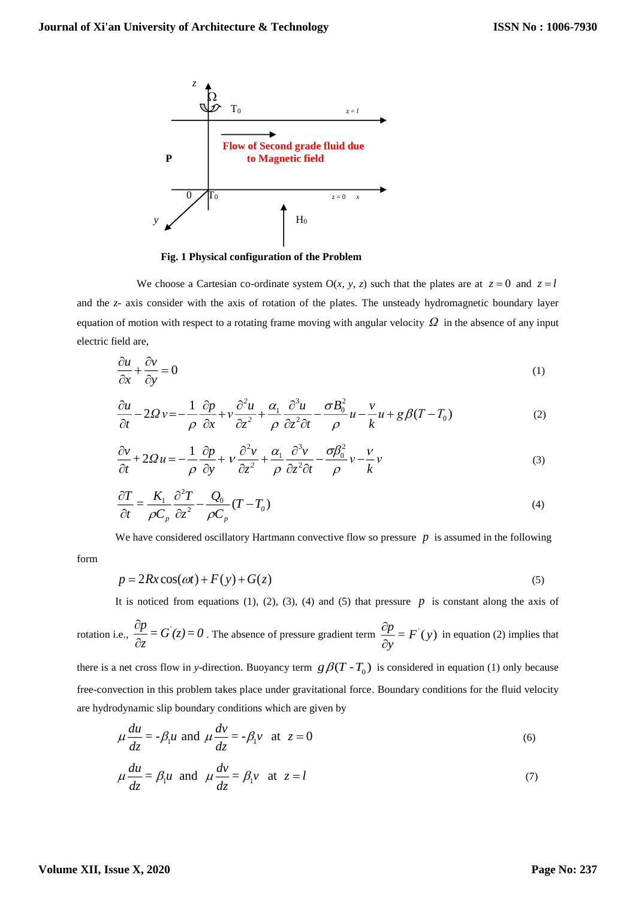Fig. 1 Physical configuration of the Problem

We choose a Cartesian co-ordinate system O(*x, y, z*) such that the plates are at $z = 0$ and $z = l$ and the *z*- axis consider with the axis of rotation of the plates. The unsteady hydromagnetic boundary layer equation of motion with respect to a rotating frame moving with angular velocity $\Omega$ in the absence of any input electric field are,

$$\frac{\partial u}{\partial x} + \frac{\partial v}{\partial y} = 0 \tag{1}$$

$$\frac{\partial u}{\partial t} - 2\Omega v = -\frac{1}{\rho}\frac{\partial p}{\partial x} + v\frac{\partial^2 u}{\partial z^2} + \frac{\alpha_1}{\rho}\frac{\partial^3 u}{\partial z^2 \partial t} - \frac{\sigma B_0^2}{\rho}u - \frac{v}{k}u + g\beta(T - T_0) \tag{2}$$

$$\frac{\partial v}{\partial t} + 2\Omega u = -\frac{1}{\rho}\frac{\partial p}{\partial y} + v\frac{\partial^2 v}{\partial z^2} + \frac{\alpha_1}{\rho}\frac{\partial^3 v}{\partial z^2 \partial t} - \frac{\sigma \beta_0^2}{\rho}v - \frac{v}{k}v \tag{3}$$

$$\frac{\partial T}{\partial t} = \frac{K_1}{\rho C_p}\frac{\partial^2 T}{\partial z^2} - \frac{Q_0}{\rho C_p}(T - T_0) \tag{4}$$

We have considered oscillatory Hartmann convective flow so pressure $p$ is assumed in the following form

$$p = 2Rx\cos(\omega t) + F(y) + G(z) \tag{5}$$

It is noticed from equations (1), (2), (3), (4) and (5) that pressure $p$ is constant along the axis of rotation i.e., $\frac{\partial p}{\partial z} = G^{'}(z) = 0$. The absence of pressure gradient term $\frac{\partial p}{\partial y} = F^{'}(y)$ in equation (2) implies that there is a net cross flow in *y*-direction. Buoyancy term $g\beta(T - T_0)$ is considered in equation (1) only because free-convection in this problem takes place under gravitational force. Boundary conditions for the fluid velocity are hydrodynamic slip boundary conditions which are given by

$$\mu\frac{du}{dz} = -\beta_1 u \text{ and } \mu\frac{dv}{dz} = -\beta_1 v \text{ at } z = 0 \tag{6}$$

$$\mu\frac{du}{dz} = \beta_1 u \text{ and } \mu\frac{dv}{dz} = \beta_1 v \text{ at } z = l \tag{7}$$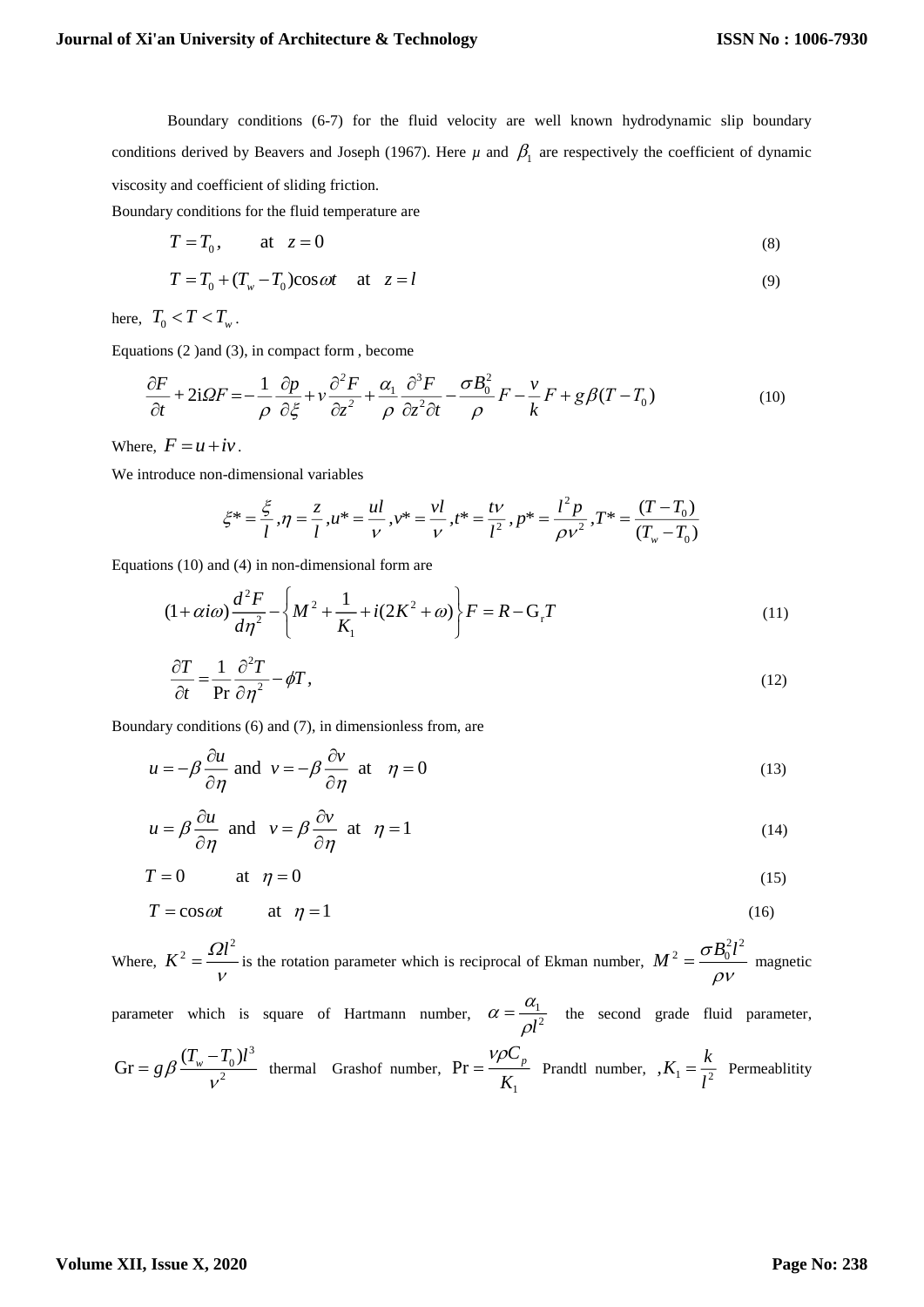Boundary conditions (6-7) for the fluid velocity are well known hydrodynamic slip boundary conditions derived by Beavers and Joseph (1967). Here $\mu$ and $\beta_1$ are respectively the coefficient of dynamic viscosity and coefficient of sliding friction.

Boundary conditions for the fluid temperature are

$$T = T_0, \qquad \text{at} \quad z = 0 \tag{8}$$

$$T = T_0 + (T_w - T_0)\cos\omega t \quad \text{at} \quad z = l \tag{9}$$

here, $T_0 < T < T_w$.

Equations (2 )and (3), in compact form , become

$$\frac{\partial F}{\partial t} + 2\mathrm{i}\Omega F = -\frac{1}{\rho}\frac{\partial p}{\partial \xi} + \nu\frac{\partial^2 F}{\partial z^2} + \frac{\alpha_1}{\rho}\frac{\partial^3 F}{\partial z^2 \partial t} - \frac{\sigma B_0^2}{\rho}F - \frac{\nu}{k}F + g\beta(T - T_0) \tag{10}$$

Where, $F = u + iv$.

We introduce non-dimensional variables

$$\xi^* = \frac{\xi}{l}, \eta = \frac{z}{l}, u^* = \frac{ul}{\nu}, v^* = \frac{vl}{\nu}, t^* = \frac{t\nu}{l^2}, p^* = \frac{l^2 p}{\rho \nu^2}, T^* = \frac{(T - T_0)}{(T_w - T_0)}$$

Equations (10) and (4) in non-dimensional form are

$$(1 + \alpha i\omega)\frac{d^2 F}{d\eta^2} - \left\{M^2 + \frac{1}{K_1} + i(2K^2 + \omega)\right\}F = R - \mathrm{G_r}T \tag{11}$$

$$\frac{\partial T}{\partial t} = \frac{1}{\Pr}\frac{\partial^2 T}{\partial \eta^2} - \phi T, \tag{12}$$

Boundary conditions (6) and (7), in dimensionless from, are

$$u = -\beta\frac{\partial u}{\partial \eta} \text{ and } v = -\beta\frac{\partial v}{\partial \eta} \quad \text{at} \quad \eta = 0 \tag{13}$$

$$u = \beta\frac{\partial u}{\partial \eta} \text{ and } v = \beta\frac{\partial v}{\partial \eta} \quad \text{at} \quad \eta = 1 \tag{14}$$

$$T = 0 \qquad \text{at} \quad \eta = 0 \tag{15}$$

$$T = \cos\omega t \qquad \text{at} \quad \eta = 1 \tag{16}$$

Where, $K^2 = \frac{\Omega l^2}{\nu}$ is the rotation parameter which is reciprocal of Ekman number, $M^2 = \frac{\sigma B_0^2 l^2}{\rho \nu}$ magnetic parameter which is square of Hartmann number, $\alpha = \frac{\alpha_1}{\rho l^2}$ the second grade fluid parameter, $\mathrm{Gr} = g\beta\frac{(T_w - T_0)l^3}{\nu^2}$ thermal Grashof number, $\Pr = \frac{\nu\rho C_p}{K_1}$ Prandtl number, $, K_1 = \frac{k}{l^2}$ Permeablitity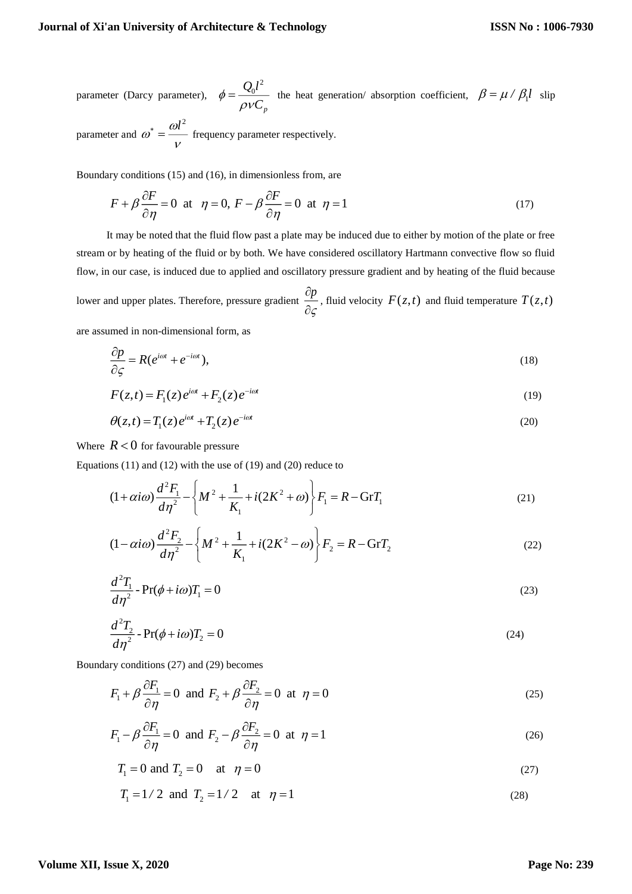parameter (Darcy parameter), $\phi = \dfrac{Q_0 l^2}{\rho \nu C_p}$ the heat generation/ absorption coefficient, $\beta = \mu / \beta_1 l$ slip parameter and $\omega^* = \dfrac{\omega l^2}{\nu}$ frequency parameter respectively.

Boundary conditions (15) and (16), in dimensionless from, are

$$F + \beta \frac{\partial F}{\partial \eta} = 0 \text{ at } \eta = 0, \; F - \beta \frac{\partial F}{\partial \eta} = 0 \text{ at } \eta = 1 \tag{17}$$

It may be noted that the fluid flow past a plate may be induced due to either by motion of the plate or free stream or by heating of the fluid or by both. We have considered oscillatory Hartmann convective flow so fluid flow, in our case, is induced due to applied and oscillatory pressure gradient and by heating of the fluid because lower and upper plates. Therefore, pressure gradient $\dfrac{\partial p}{\partial \varsigma}$, fluid velocity $F(z,t)$ and fluid temperature $T(z,t)$ are assumed in non-dimensional form, as

$$\frac{\partial p}{\partial \varsigma} = R(e^{i\omega t} + e^{-i\omega t}), \tag{18}$$

$$F(z,t) = F_1(z)e^{i\omega t} + F_2(z)e^{-i\omega t} \tag{19}$$

$$\theta(z,t) = T_1(z)e^{i\omega t} + T_2(z)e^{-i\omega t} \tag{20}$$

Where $R < 0$ for favourable pressure

Equations (11) and (12) with the use of (19) and (20) reduce to

$$(1 + \alpha i \omega)\frac{d^2 F_1}{d\eta^2} - \left\{ M^2 + \frac{1}{K_1} + i(2K^2 + \omega) \right\} F_1 = R - \mathrm{Gr} T_1 \tag{21}$$

$$(1 - \alpha i \omega)\frac{d^2 F_2}{d\eta^2} - \left\{ M^2 + \frac{1}{K_1} + i(2K^2 - \omega) \right\} F_2 = R - \mathrm{Gr} T_2 \tag{22}$$

$$\frac{d^2 T_1}{d\eta^2} - \mathrm{Pr}(\phi + i\omega) T_1 = 0 \tag{23}$$

$$\frac{d^2 T_2}{d\eta^2} - \mathrm{Pr}(\phi + i\omega) T_2 = 0 \tag{24}$$

Boundary conditions (27) and (29) becomes

$$F_1 + \beta \frac{\partial F_1}{\partial \eta} = 0 \text{ and } F_2 + \beta \frac{\partial F_2}{\partial \eta} = 0 \text{ at } \eta = 0 \tag{25}$$

$$F_1 - \beta \frac{\partial F_1}{\partial \eta} = 0 \text{ and } F_2 - \beta \frac{\partial F_2}{\partial \eta} = 0 \text{ at } \eta = 1 \tag{26}$$

$$T_1 = 0 \text{ and } T_2 = 0 \quad \text{at } \eta = 0 \tag{27}$$

$$T_1 = 1/2 \text{ and } T_2 = 1/2 \quad \text{at } \eta = 1 \tag{28}$$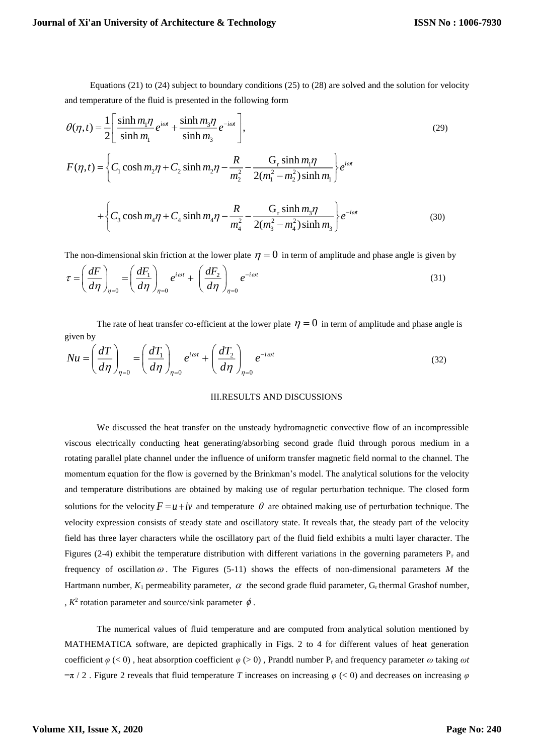Equations (21) to (24) subject to boundary conditions (25) to (28) are solved and the solution for velocity and temperature of the fluid is presented in the following form

$$\theta(\eta,t)=\frac{1}{2}\left[\frac{\sinh m_1\eta}{\sinh m_1}e^{i\omega t}+\frac{\sinh m_3\eta}{\sinh m_3}e^{-i\omega t}\right], \tag{29}$$

$$F(\eta,t)=\left\{C_1\cosh m_2\eta+C_2\sinh m_2\eta-\frac{R}{m_2^2}-\frac{\mathrm{G_r}\sinh m_1\eta}{2(m_1^2-m_2^2)\sinh m_1}\right\}e^{i\omega t}$$

$$+\left\{C_3\cosh m_4\eta+C_4\sinh m_4\eta-\frac{R}{m_4^2}-\frac{\mathrm{G_r}\sinh m_3\eta}{2(m_3^2-m_4^2)\sinh m_3}\right\}e^{-i\omega t} \tag{30}$$

The non-dimensional skin friction at the lower plate $\eta=0$ in term of amplitude and phase angle is given by

$$\tau=\left(\frac{dF}{d\eta}\right)_{\eta=0}=\left(\frac{dF_1}{d\eta}\right)_{\eta=0}e^{i\omega t}+\left(\frac{dF_2}{d\eta}\right)_{\eta=0}e^{-i\omega t} \tag{31}$$

The rate of heat transfer co-efficient at the lower plate $\eta=0$ in term of amplitude and phase angle is given by

$$Nu=\left(\frac{dT}{d\eta}\right)_{\eta=0}=\left(\frac{dT_1}{d\eta}\right)_{\eta=0}e^{i\omega t}+\left(\frac{dT_2}{d\eta}\right)_{\eta=0}e^{-i\omega t} \tag{32}$$

## III.RESULTS AND DISCUSSIONS

We discussed the heat transfer on the unsteady hydromagnetic convective flow of an incompressible viscous electrically conducting heat generating/absorbing second grade fluid through porous medium in a rotating parallel plate channel under the influence of uniform transfer magnetic field normal to the channel. The momentum equation for the flow is governed by the Brinkman's model. The analytical solutions for the velocity and temperature distributions are obtained by making use of regular perturbation technique. The closed form solutions for the velocity $F=u+iv$ and temperature $\theta$ are obtained making use of perturbation technique. The velocity expression consists of steady state and oscillatory state. It reveals that, the steady part of the velocity field has three layer characters while the oscillatory part of the fluid field exhibits a multi layer character. The Figures (2-4) exhibit the temperature distribution with different variations in the governing parameters $\mathrm{P_r}$ and frequency of oscillation $\omega$. The Figures (5-11) shows the effects of non-dimensional parameters $M$ the Hartmann number, $K_1$ permeability parameter, $\alpha$ the second grade fluid parameter, $\mathrm{G_r}$ thermal Grashof number, , $K^2$ rotation parameter and source/sink parameter $\phi$.

The numerical values of fluid temperature and are computed from analytical solution mentioned by MATHEMATICA software, are depicted graphically in Figs. 2 to 4 for different values of heat generation coefficient $\varphi$ (< 0) , heat absorption coefficient $\varphi$ (> 0) , Prandtl number $\mathrm{P_r}$ and frequency parameter $\omega$ taking $\omega t=\pi/2$ . Figure 2 reveals that fluid temperature $T$ increases on increasing $\varphi$ (< 0) and decreases on increasing $\varphi$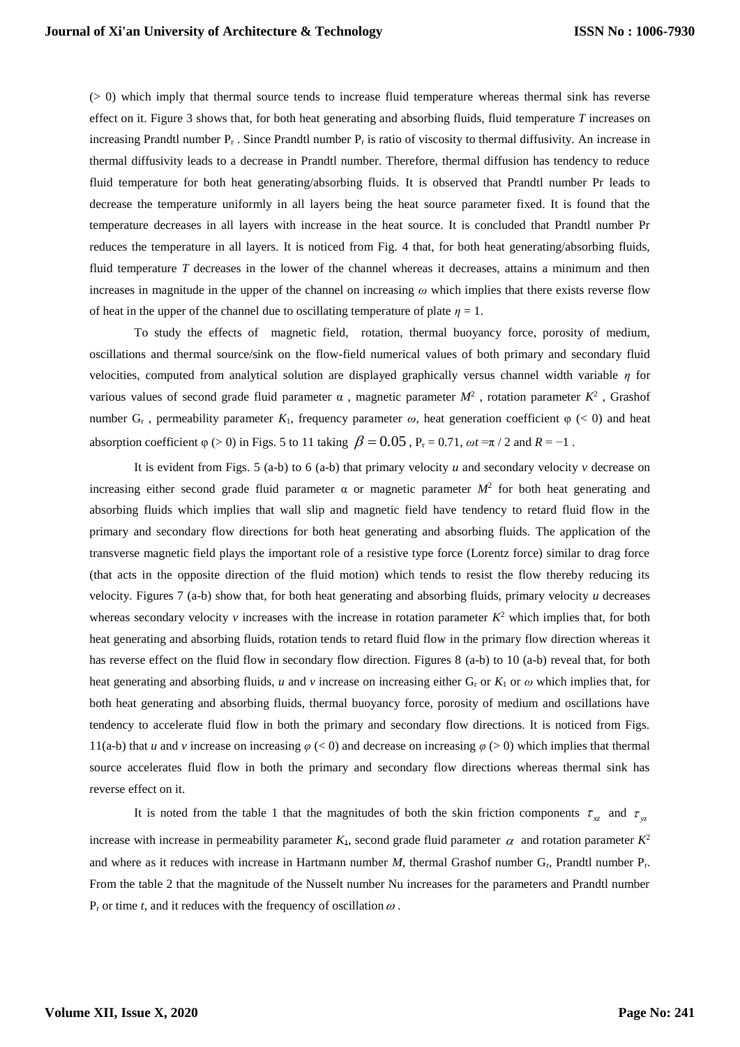(> 0) which imply that thermal source tends to increase fluid temperature whereas thermal sink has reverse effect on it. Figure 3 shows that, for both heat generating and absorbing fluids, fluid temperature $T$ increases on increasing Prandtl number $P_r$ . Since Prandtl number $P_r$ is ratio of viscosity to thermal diffusivity. An increase in thermal diffusivity leads to a decrease in Prandtl number. Therefore, thermal diffusion has tendency to reduce fluid temperature for both heat generating/absorbing fluids. It is observed that Prandtl number Pr leads to decrease the temperature uniformly in all layers being the heat source parameter fixed. It is found that the temperature decreases in all layers with increase in the heat source. It is concluded that Prandtl number Pr reduces the temperature in all layers. It is noticed from Fig. 4 that, for both heat generating/absorbing fluids, fluid temperature $T$ decreases in the lower of the channel whereas it decreases, attains a minimum and then increases in magnitude in the upper of the channel on increasing $\omega$ which implies that there exists reverse flow of heat in the upper of the channel due to oscillating temperature of plate $\eta = 1$.

To study the effects of magnetic field, rotation, thermal buoyancy force, porosity of medium, oscillations and thermal source/sink on the flow-field numerical values of both primary and secondary fluid velocities, computed from analytical solution are displayed graphically versus channel width variable $\eta$ for various values of second grade fluid parameter $\alpha$ , magnetic parameter $M^2$ , rotation parameter $K^2$ , Grashof number $G_r$ , permeability parameter $K_1$, frequency parameter $\omega$, heat generation coefficient $\varphi$ (< 0) and heat absorption coefficient $\varphi$ (> 0) in Figs. 5 to 11 taking $\beta = 0.05$ , $P_r = 0.71$, $\omega t = \pi / 2$ and $R = -1$ .

It is evident from Figs. 5 (a-b) to 6 (a-b) that primary velocity $u$ and secondary velocity $v$ decrease on increasing either second grade fluid parameter $\alpha$ or magnetic parameter $M^2$ for both heat generating and absorbing fluids which implies that wall slip and magnetic field have tendency to retard fluid flow in the primary and secondary flow directions for both heat generating and absorbing fluids. The application of the transverse magnetic field plays the important role of a resistive type force (Lorentz force) similar to drag force (that acts in the opposite direction of the fluid motion) which tends to resist the flow thereby reducing its velocity. Figures 7 (a-b) show that, for both heat generating and absorbing fluids, primary velocity $u$ decreases whereas secondary velocity $v$ increases with the increase in rotation parameter $K^2$ which implies that, for both heat generating and absorbing fluids, rotation tends to retard fluid flow in the primary flow direction whereas it has reverse effect on the fluid flow in secondary flow direction. Figures 8 (a-b) to 10 (a-b) reveal that, for both heat generating and absorbing fluids, $u$ and $v$ increase on increasing either $G_r$ or $K_1$ or $\omega$ which implies that, for both heat generating and absorbing fluids, thermal buoyancy force, porosity of medium and oscillations have tendency to accelerate fluid flow in both the primary and secondary flow directions. It is noticed from Figs. 11(a-b) that $u$ and $v$ increase on increasing $\varphi$ (< 0) and decrease on increasing $\varphi$ (> 0) which implies that thermal source accelerates fluid flow in both the primary and secondary flow directions whereas thermal sink has reverse effect on it.

It is noted from the table 1 that the magnitudes of both the skin friction components $\tau_{xz}$ and $\tau_{yz}$ increase with increase in permeability parameter $K_1$, second grade fluid parameter $\alpha$ and rotation parameter $K^2$ and where as it reduces with increase in Hartmann number $M$, thermal Grashof number $G_r$, Prandtl number $P_r$. From the table 2 that the magnitude of the Nusselt number Nu increases for the parameters and Prandtl number $P_r$ or time $t$, and it reduces with the frequency of oscillation $\omega$ .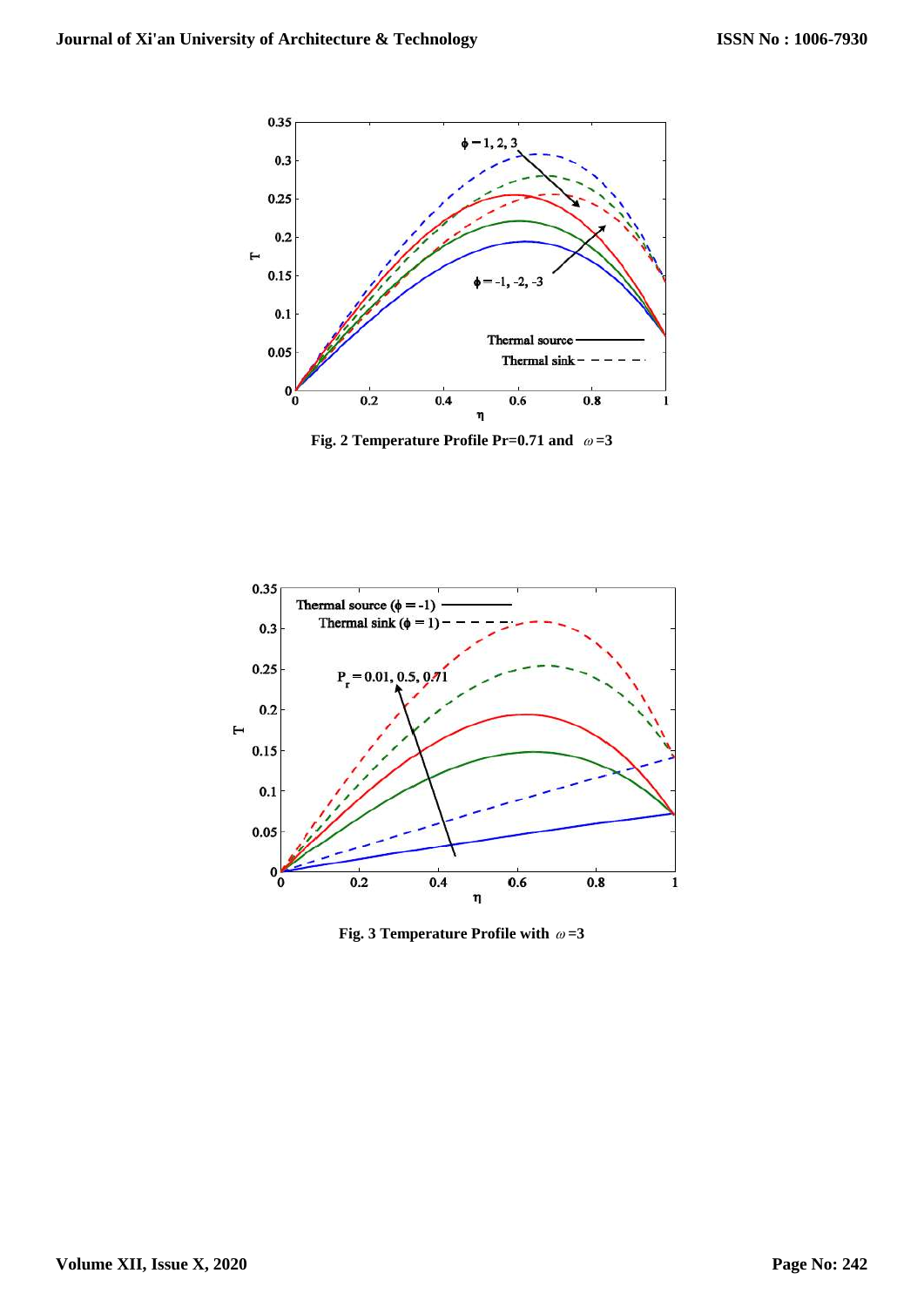Fig. 2 Temperature Profile Pr=0.71 and $\omega$=3

Fig. 3 Temperature Profile with $\omega$=3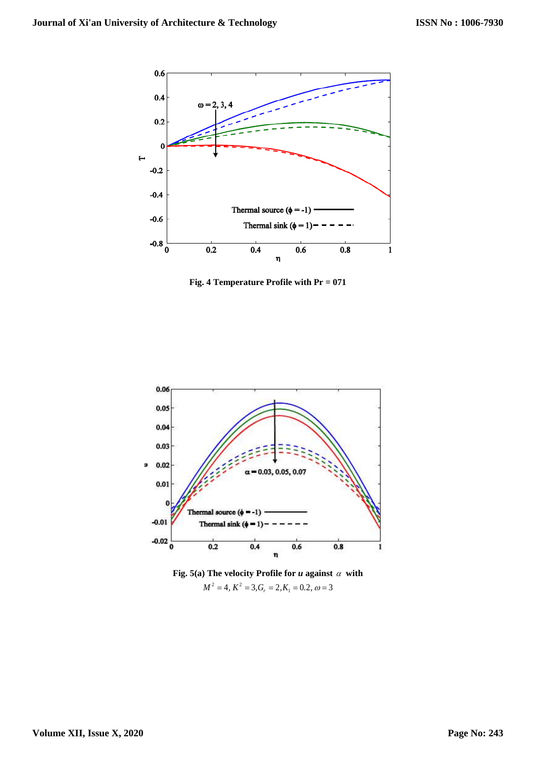Fig. 4 Temperature Profile with Pr = 071

Fig. 5(a) The velocity Profile for *u* against $\alpha$ with $M^2 = 4, K^2 = 3, G_r = 2, K_1 = 0.2, \omega = 3$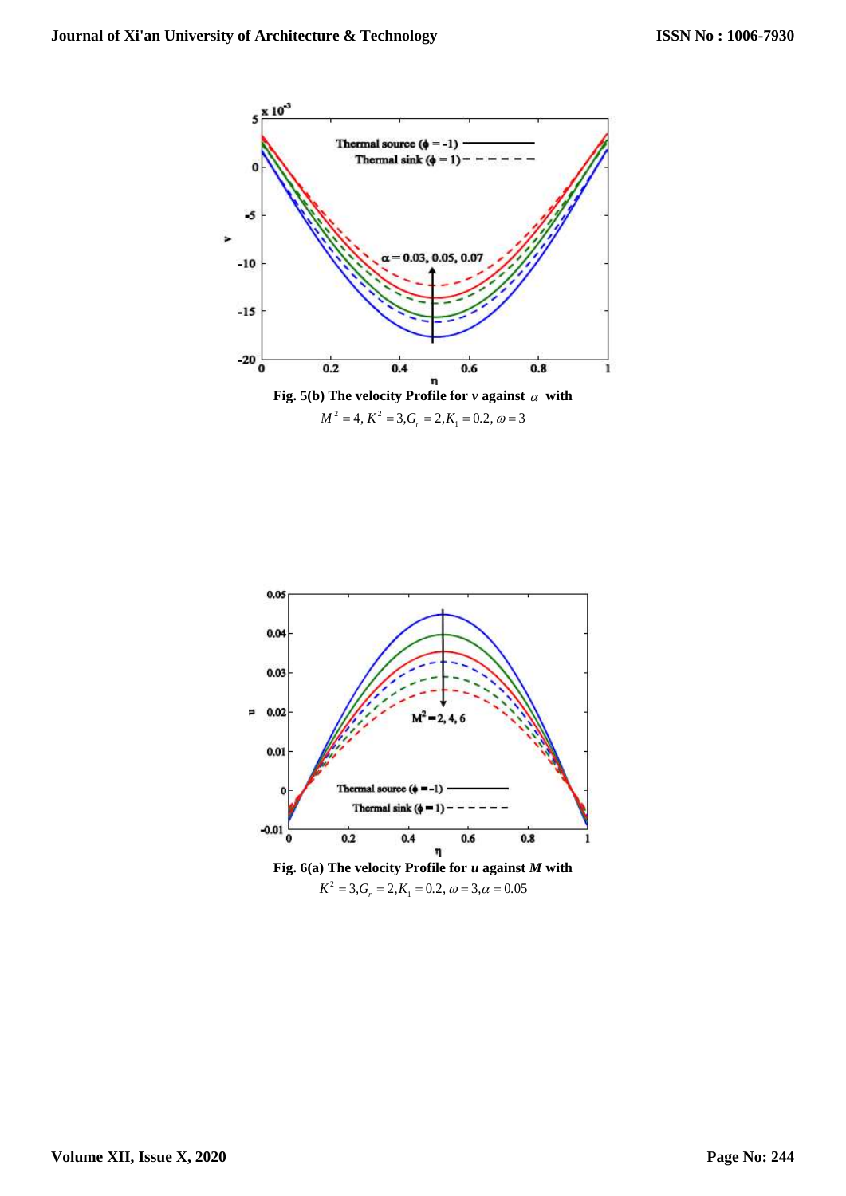**Fig. 5(b) The velocity Profile for *v* against $\alpha$ with**
$M^2 = 4, K^2 = 3, G_r = 2, K_1 = 0.2, \omega = 3$

**Fig. 6(a) The velocity Profile for *u* against *M* with**
$K^2 = 3, G_r = 2, K_1 = 0.2, \omega = 3, \alpha = 0.05$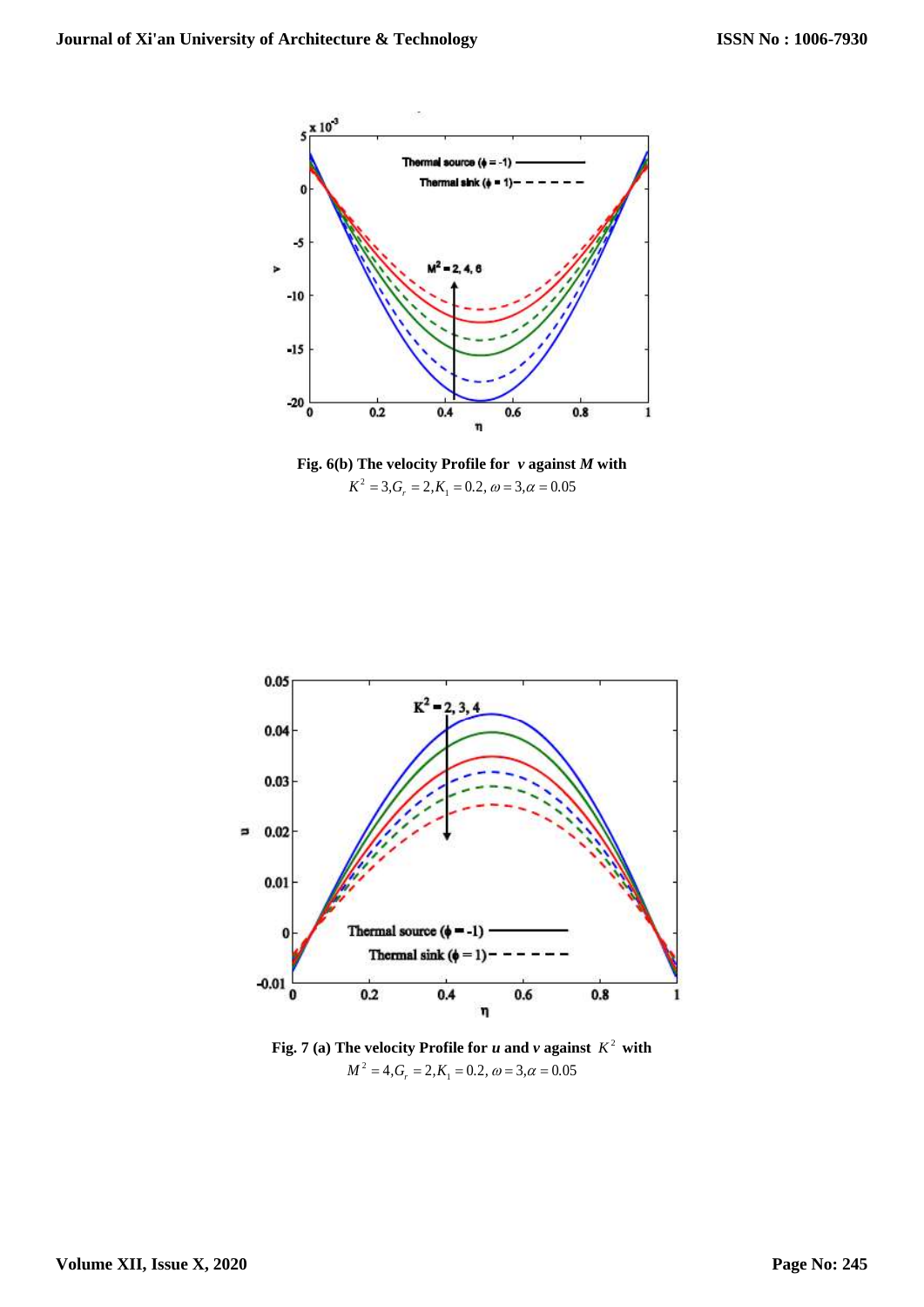**Fig. 6(b) The velocity Profile for *v* against *M* with**
$K^2 = 3, G_r = 2, K_1 = 0.2, \omega = 3, \alpha = 0.05$

**Fig. 7 (a) The velocity Profile for *u* and *v* against $K^2$ with**
$M^2 = 4, G_r = 2, K_1 = 0.2, \omega = 3, \alpha = 0.05$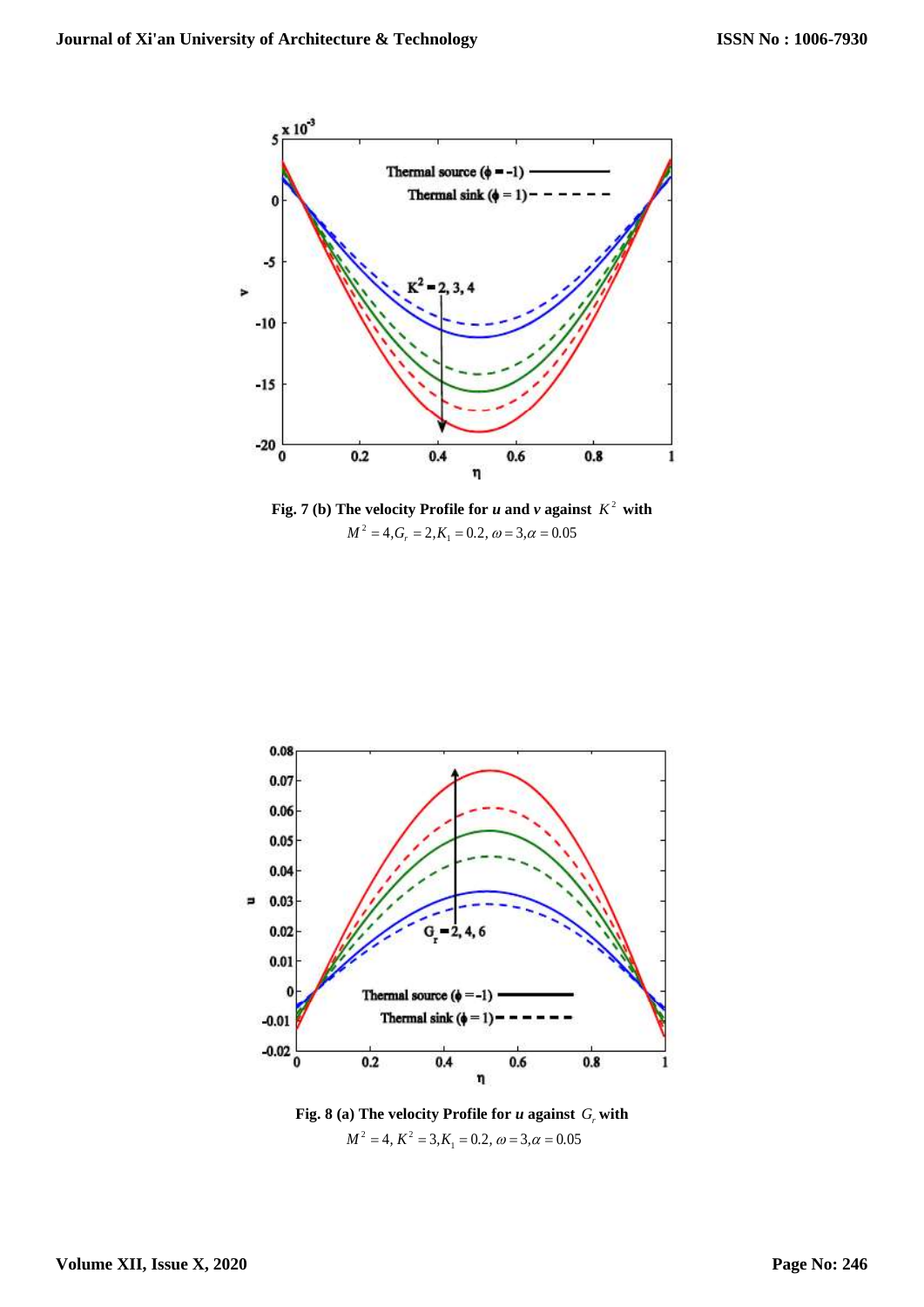**Fig. 7 (b) The velocity Profile for *u* and *v* against $K^2$ with**
$M^2 = 4, G_r = 2, K_1 = 0.2, \omega = 3, \alpha = 0.05$

**Fig. 8 (a) The velocity Profile for *u* against $G_r$ with**
$M^2 = 4, K^2 = 3, K_1 = 0.2, \omega = 3, \alpha = 0.05$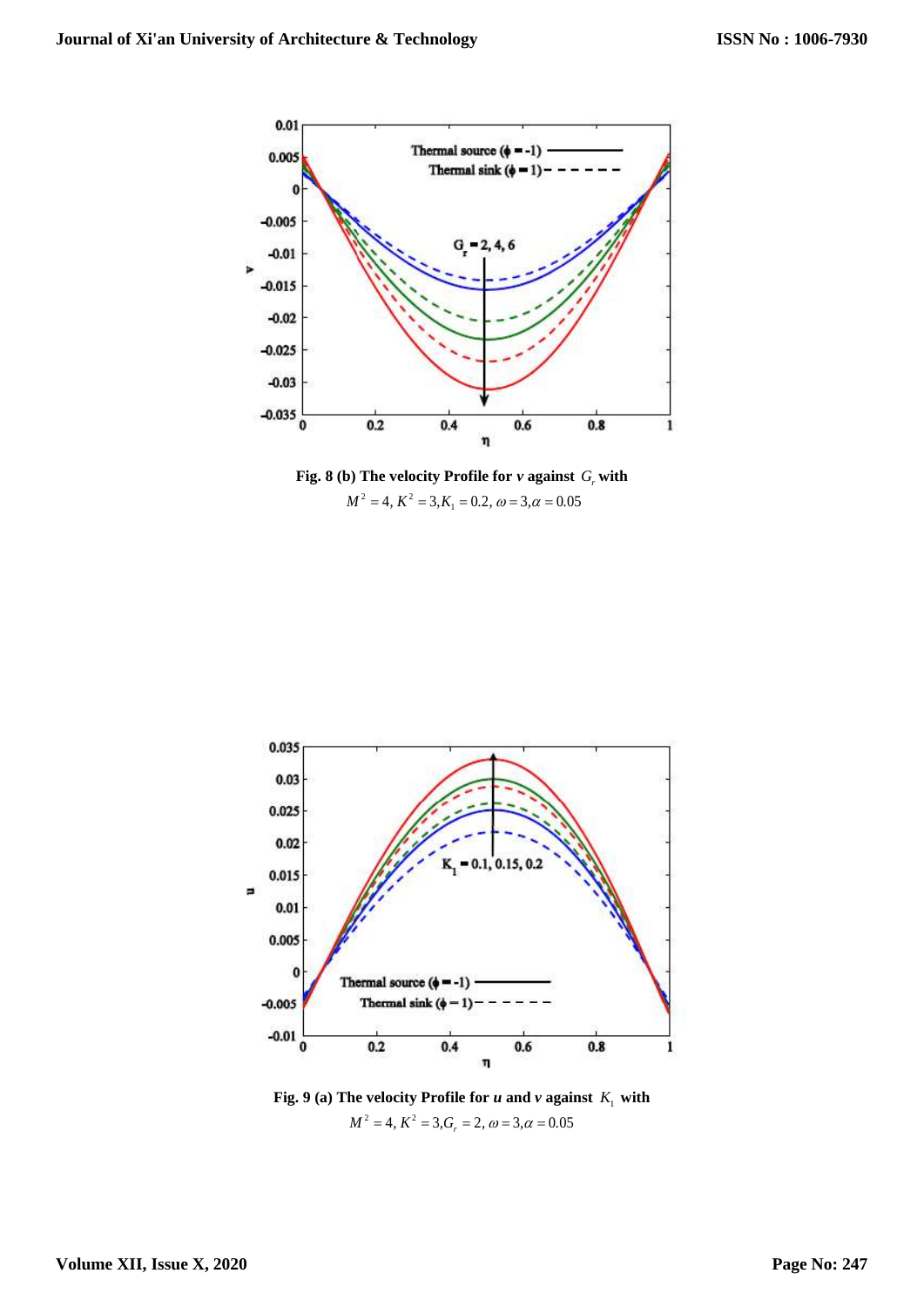**Fig. 8 (b) The velocity Profile for *v* against $G_r$ with**
$M^2 = 4, K^2 = 3, K_1 = 0.2, \omega = 3, \alpha = 0.05$

**Fig. 9 (a) The velocity Profile for *u* and *v* against $K_1$ with**
$M^2 = 4, K^2 = 3, G_r = 2, \omega = 3, \alpha = 0.05$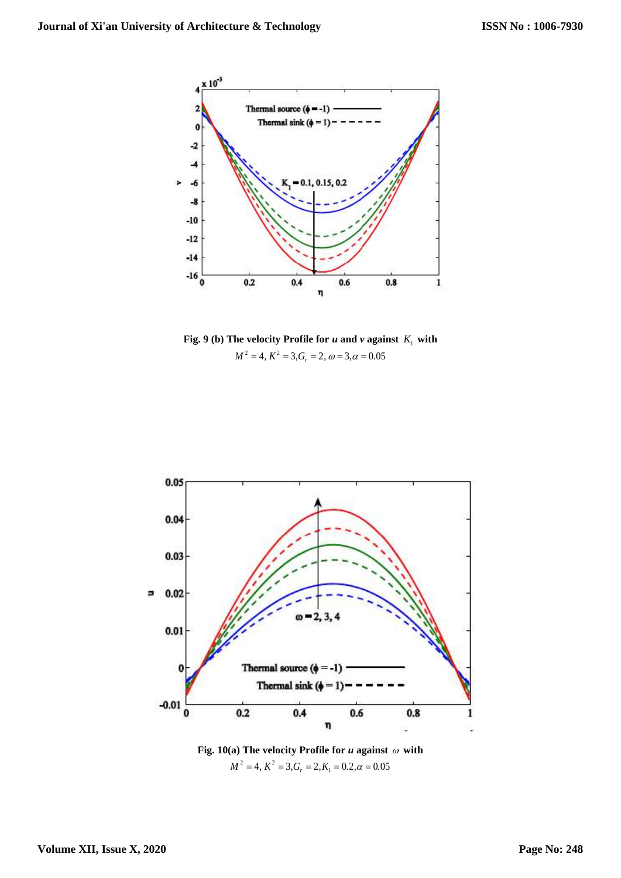**Fig. 9 (b) The velocity Profile for *u* and *v* against $K_1$ with**
$M^2 = 4, K^2 = 3, G_r = 2, \omega = 3, \alpha = 0.05$

**Fig. 10(a) The velocity Profile for *u* against $\omega$ with**
$M^2 = 4, K^2 = 3, G_r = 2, K_1 = 0.2, \alpha = 0.05$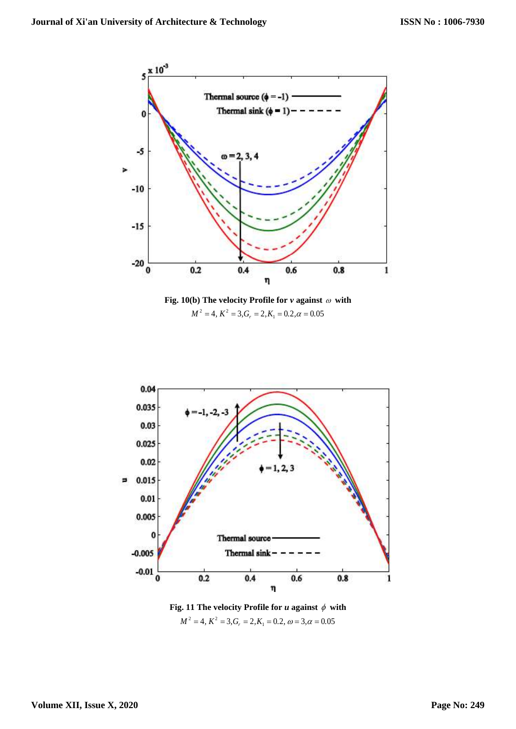**Fig. 10(b) The velocity Profile for *v* against $\omega$ with**
$M^2 = 4, K^2 = 3, G_r = 2, K_1 = 0.2, \alpha = 0.05$

**Fig. 11 The velocity Profile for *u* against $\phi$ with**
$M^2 = 4, K^2 = 3, G_r = 2, K_1 = 0.2, \omega = 3, \alpha = 0.05$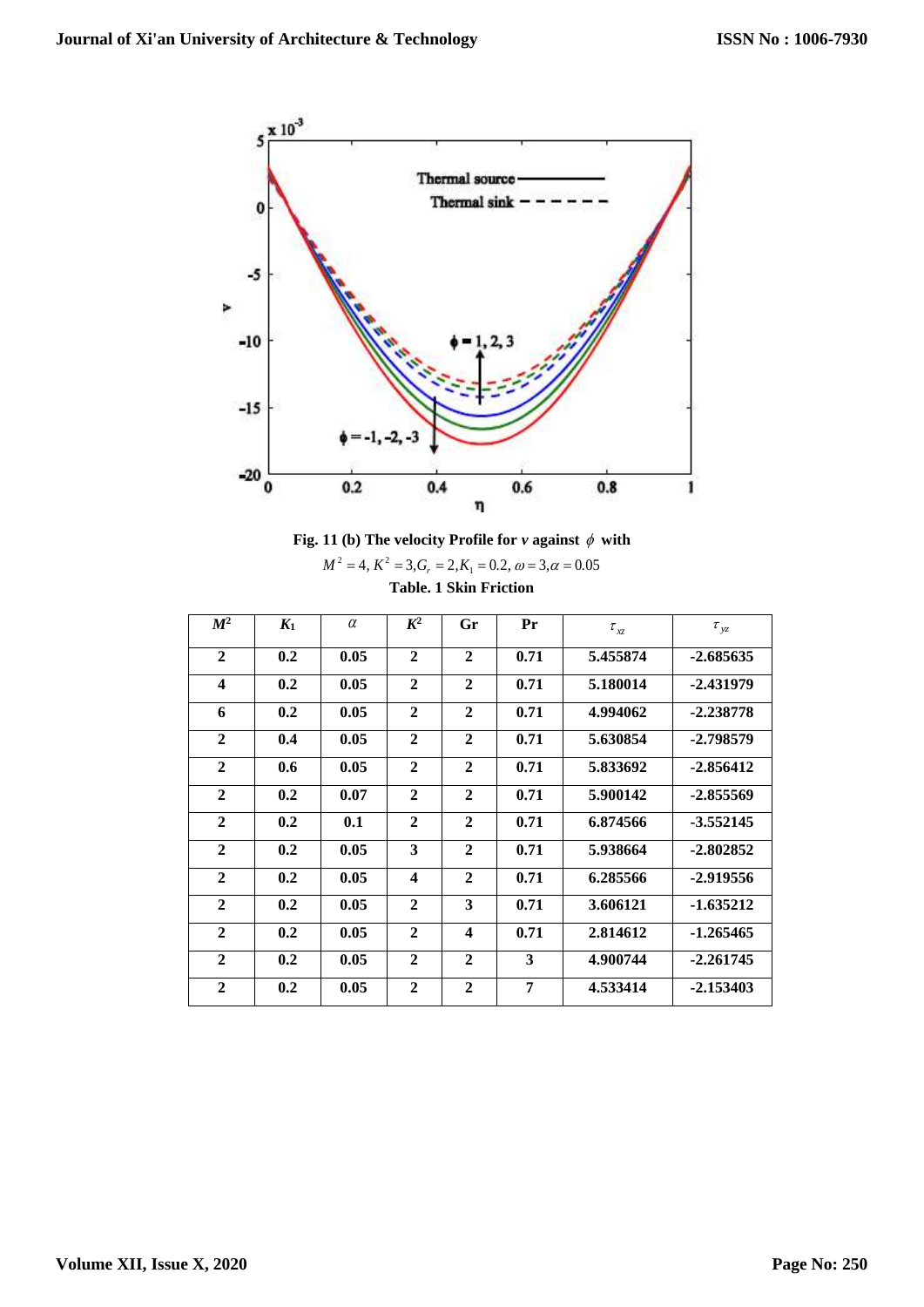Fig. 11 (b) The velocity Profile for $v$ against $\phi$ with $M^2 = 4, K^2 = 3, G_r = 2, K_1 = 0.2, \omega = 3, \alpha = 0.05$

**Table. 1 Skin Friction**

| $M^2$ | $K_1$ | $\alpha$ | $K^2$ | Gr | Pr | $\tau_{xz}$ | $\tau_{yz}$ |
|---|---|---|---|---|---|---|---|
| 2 | 0.2 | 0.05 | 2 | 2 | 0.71 | 5.455874 | -2.685635 |
| 4 | 0.2 | 0.05 | 2 | 2 | 0.71 | 5.180014 | -2.431979 |
| 6 | 0.2 | 0.05 | 2 | 2 | 0.71 | 4.994062 | -2.238778 |
| 2 | 0.4 | 0.05 | 2 | 2 | 0.71 | 5.630854 | -2.798579 |
| 2 | 0.6 | 0.05 | 2 | 2 | 0.71 | 5.833692 | -2.856412 |
| 2 | 0.2 | 0.07 | 2 | 2 | 0.71 | 5.900142 | -2.855569 |
| 2 | 0.2 | 0.1 | 2 | 2 | 0.71 | 6.874566 | -3.552145 |
| 2 | 0.2 | 0.05 | 3 | 2 | 0.71 | 5.938664 | -2.802852 |
| 2 | 0.2 | 0.05 | 4 | 2 | 0.71 | 6.285566 | -2.919556 |
| 2 | 0.2 | 0.05 | 2 | 3 | 0.71 | 3.606121 | -1.635212 |
| 2 | 0.2 | 0.05 | 2 | 4 | 0.71 | 2.814612 | -1.265465 |
| 2 | 0.2 | 0.05 | 2 | 2 | 3 | 4.900744 | -2.261745 |
| 2 | 0.2 | 0.05 | 2 | 2 | 7 | 4.533414 | -2.153403 |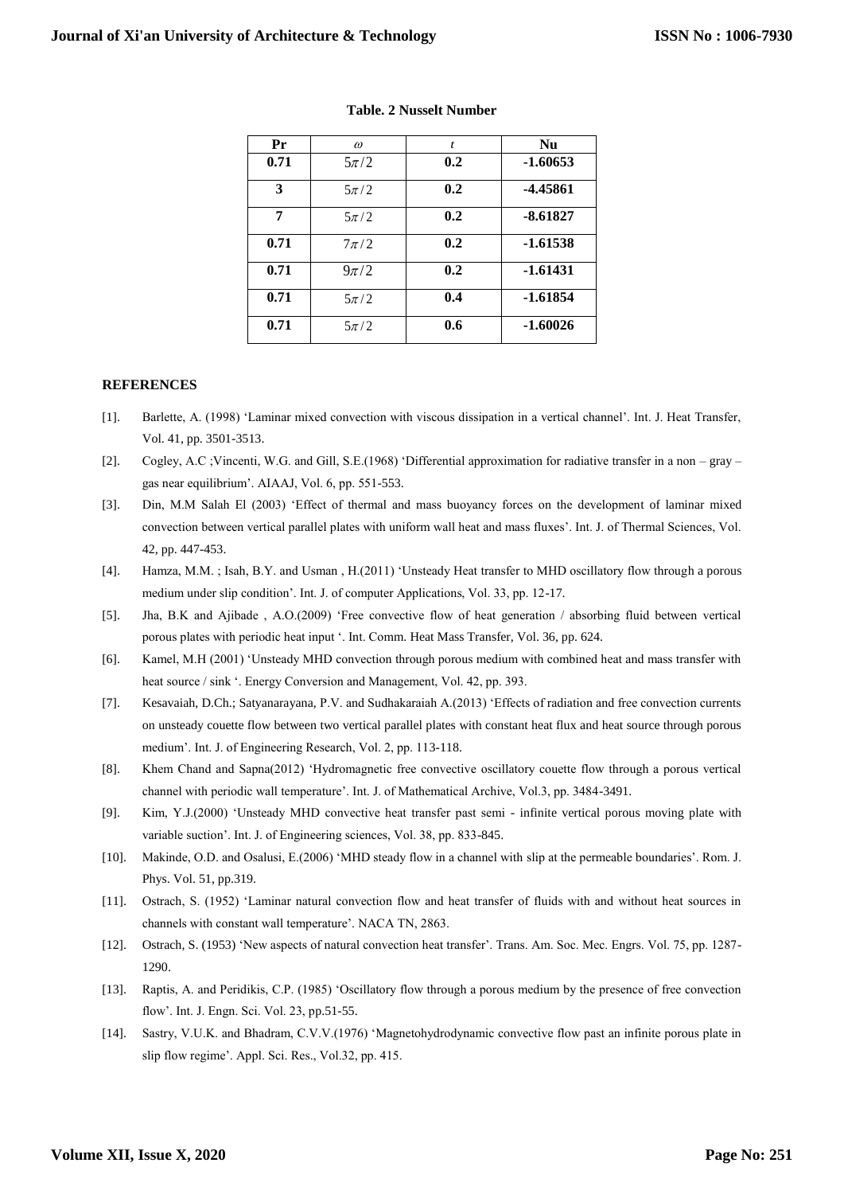**Table. 2 Nusselt Number**

| Pr | $\omega$ | $t$ | Nu |
|---|---|---|---|
| **0.71** | $5\pi/2$ | **0.2** | **-1.60653** |
| **3** | $5\pi/2$ | **0.2** | **-4.45861** |
| **7** | $5\pi/2$ | **0.2** | **-8.61827** |
| **0.71** | $7\pi/2$ | **0.2** | **-1.61538** |
| **0.71** | $9\pi/2$ | **0.2** | **-1.61431** |
| **0.71** | $5\pi/2$ | **0.4** | **-1.61854** |
| **0.71** | $5\pi/2$ | **0.6** | **-1.60026** |

## REFERENCES

[1]. Barlette, A. (1998) 'Laminar mixed convection with viscous dissipation in a vertical channel'. Int. J. Heat Transfer, Vol. 41, pp. 3501-3513.

[2]. Cogley, A.C ;Vincenti, W.G. and Gill, S.E.(1968) 'Differential approximation for radiative transfer in a non – gray – gas near equilibrium'. AIAAJ, Vol. 6, pp. 551-553.

[3]. Din, M.M Salah El (2003) 'Effect of thermal and mass buoyancy forces on the development of laminar mixed convection between vertical parallel plates with uniform wall heat and mass fluxes'. Int. J. of Thermal Sciences, Vol. 42, pp. 447-453.

[4]. Hamza, M.M. ; Isah, B.Y. and Usman , H.(2011) 'Unsteady Heat transfer to MHD oscillatory flow through a porous medium under slip condition'. Int. J. of computer Applications, Vol. 33, pp. 12-17.

[5]. Jha, B.K and Ajibade , A.O.(2009) 'Free convective flow of heat generation / absorbing fluid between vertical porous plates with periodic heat input '. Int. Comm. Heat Mass Transfer, Vol. 36, pp. 624.

[6]. Kamel, M.H (2001) 'Unsteady MHD convection through porous medium with combined heat and mass transfer with heat source / sink '. Energy Conversion and Management, Vol. 42, pp. 393.

[7]. Kesavaiah, D.Ch.; Satyanarayana, P.V. and Sudhakaraiah A.(2013) 'Effects of radiation and free convection currents on unsteady couette flow between two vertical parallel plates with constant heat flux and heat source through porous medium'. Int. J. of Engineering Research, Vol. 2, pp. 113-118.

[8]. Khem Chand and Sapna(2012) 'Hydromagnetic free convective oscillatory couette flow through a porous vertical channel with periodic wall temperature'. Int. J. of Mathematical Archive, Vol.3, pp. 3484-3491.

[9]. Kim, Y.J.(2000) 'Unsteady MHD convective heat transfer past semi - infinite vertical porous moving plate with variable suction'. Int. J. of Engineering sciences, Vol. 38, pp. 833-845.

[10]. Makinde, O.D. and Osalusi, E.(2006) 'MHD steady flow in a channel with slip at the permeable boundaries'. Rom. J. Phys. Vol. 51, pp.319.

[11]. Ostrach, S. (1952) 'Laminar natural convection flow and heat transfer of fluids with and without heat sources in channels with constant wall temperature'. NACA TN, 2863.

[12]. Ostrach, S. (1953) 'New aspects of natural convection heat transfer'. Trans. Am. Soc. Mec. Engrs. Vol. 75, pp. 1287-1290.

[13]. Raptis, A. and Peridikis, C.P. (1985) 'Oscillatory flow through a porous medium by the presence of free convection flow'. Int. J. Engn. Sci. Vol. 23, pp.51-55.

[14]. Sastry, V.U.K. and Bhadram, C.V.V.(1976) 'Magnetohydrodynamic convective flow past an infinite porous plate in slip flow regime'. Appl. Sci. Res., Vol.32, pp. 415.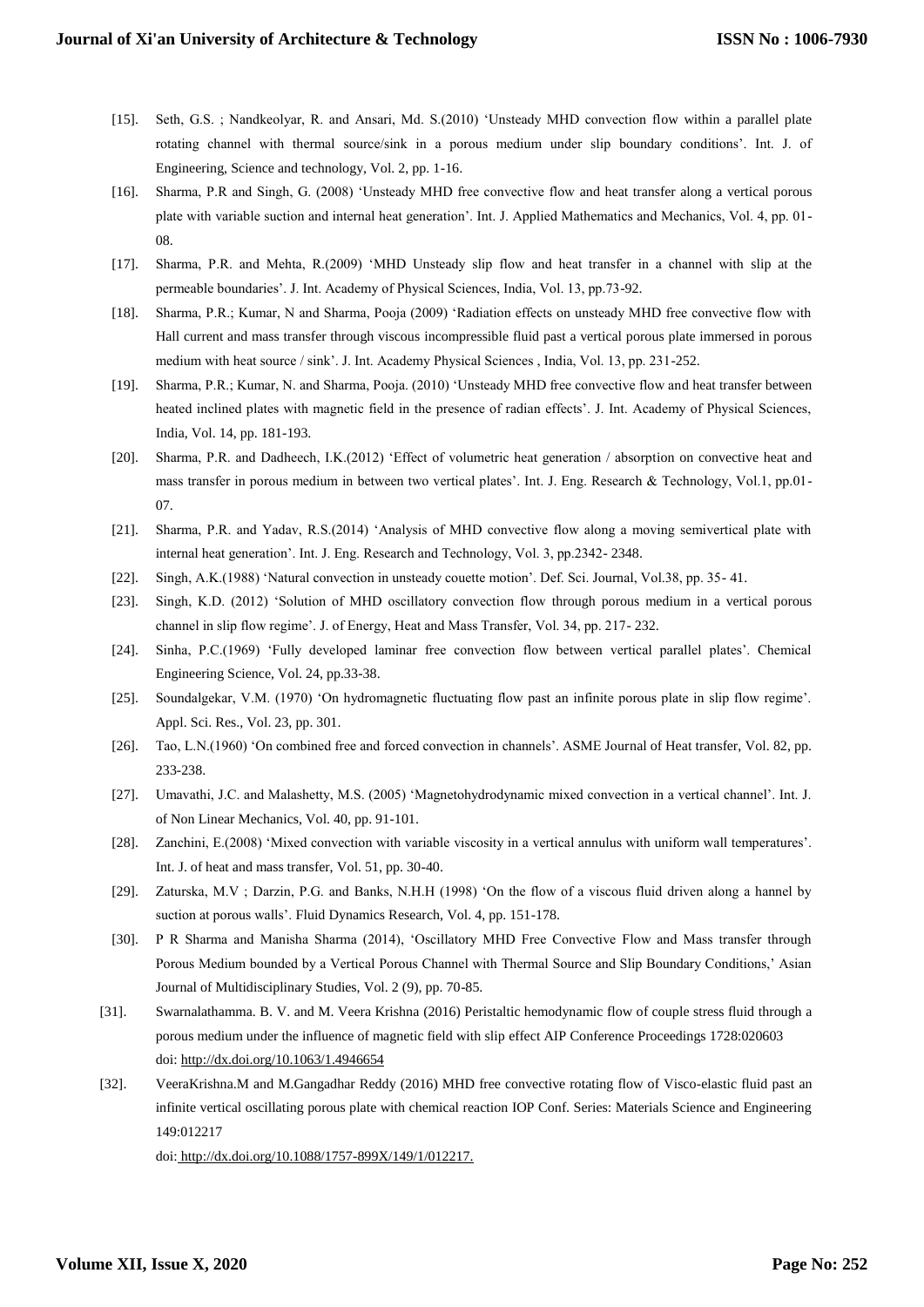[15]. Seth, G.S. ; Nandkeolyar, R. and Ansari, Md. S.(2010) 'Unsteady MHD convection flow within a parallel plate rotating channel with thermal source/sink in a porous medium under slip boundary conditions'. Int. J. of Engineering, Science and technology, Vol. 2, pp. 1-16.

[16]. Sharma, P.R and Singh, G. (2008) 'Unsteady MHD free convective flow and heat transfer along a vertical porous plate with variable suction and internal heat generation'. Int. J. Applied Mathematics and Mechanics, Vol. 4, pp. 01-08.

[17]. Sharma, P.R. and Mehta, R.(2009) 'MHD Unsteady slip flow and heat transfer in a channel with slip at the permeable boundaries'. J. Int. Academy of Physical Sciences, India, Vol. 13, pp.73-92.

[18]. Sharma, P.R.; Kumar, N and Sharma, Pooja (2009) 'Radiation effects on unsteady MHD free convective flow with Hall current and mass transfer through viscous incompressible fluid past a vertical porous plate immersed in porous medium with heat source / sink'. J. Int. Academy Physical Sciences , India, Vol. 13, pp. 231-252.

[19]. Sharma, P.R.; Kumar, N. and Sharma, Pooja. (2010) 'Unsteady MHD free convective flow and heat transfer between heated inclined plates with magnetic field in the presence of radian effects'. J. Int. Academy of Physical Sciences, India, Vol. 14, pp. 181-193.

[20]. Sharma, P.R. and Dadheech, I.K.(2012) 'Effect of volumetric heat generation / absorption on convective heat and mass transfer in porous medium in between two vertical plates'. Int. J. Eng. Research & Technology, Vol.1, pp.01-07.

[21]. Sharma, P.R. and Yadav, R.S.(2014) 'Analysis of MHD convective flow along a moving semivertical plate with internal heat generation'. Int. J. Eng. Research and Technology, Vol. 3, pp.2342- 2348.

[22]. Singh, A.K.(1988) 'Natural convection in unsteady couette motion'. Def. Sci. Journal, Vol.38, pp. 35- 41.

[23]. Singh, K.D. (2012) 'Solution of MHD oscillatory convection flow through porous medium in a vertical porous channel in slip flow regime'. J. of Energy, Heat and Mass Transfer, Vol. 34, pp. 217- 232.

[24]. Sinha, P.C.(1969) 'Fully developed laminar free convection flow between vertical parallel plates'. Chemical Engineering Science, Vol. 24, pp.33-38.

[25]. Soundalgekar, V.M. (1970) 'On hydromagnetic fluctuating flow past an infinite porous plate in slip flow regime'. Appl. Sci. Res., Vol. 23, pp. 301.

[26]. Tao, L.N.(1960) 'On combined free and forced convection in channels'. ASME Journal of Heat transfer, Vol. 82, pp. 233-238.

[27]. Umavathi, J.C. and Malashetty, M.S. (2005) 'Magnetohydrodynamic mixed convection in a vertical channel'. Int. J. of Non Linear Mechanics, Vol. 40, pp. 91-101.

[28]. Zanchini, E.(2008) 'Mixed convection with variable viscosity in a vertical annulus with uniform wall temperatures'. Int. J. of heat and mass transfer, Vol. 51, pp. 30-40.

[29]. Zaturska, M.V ; Darzin, P.G. and Banks, N.H.H (1998) 'On the flow of a viscous fluid driven along a hannel by suction at porous walls'. Fluid Dynamics Research, Vol. 4, pp. 151-178.

[30]. P R Sharma and Manisha Sharma (2014), 'Oscillatory MHD Free Convective Flow and Mass transfer through Porous Medium bounded by a Vertical Porous Channel with Thermal Source and Slip Boundary Conditions,' Asian Journal of Multidisciplinary Studies, Vol. 2 (9), pp. 70-85.

[31]. Swarnalathamma. B. V. and M. Veera Krishna (2016) Peristaltic hemodynamic flow of couple stress fluid through a porous medium under the influence of magnetic field with slip effect AIP Conference Proceedings 1728:020603 doi: http://dx.doi.org/10.1063/1.4946654

[32]. VeeraKrishna.M and M.Gangadhar Reddy (2016) MHD free convective rotating flow of Visco-elastic fluid past an infinite vertical oscillating porous plate with chemical reaction IOP Conf. Series: Materials Science and Engineering 149:012217
doi: http://dx.doi.org/10.1088/1757-899X/149/1/012217.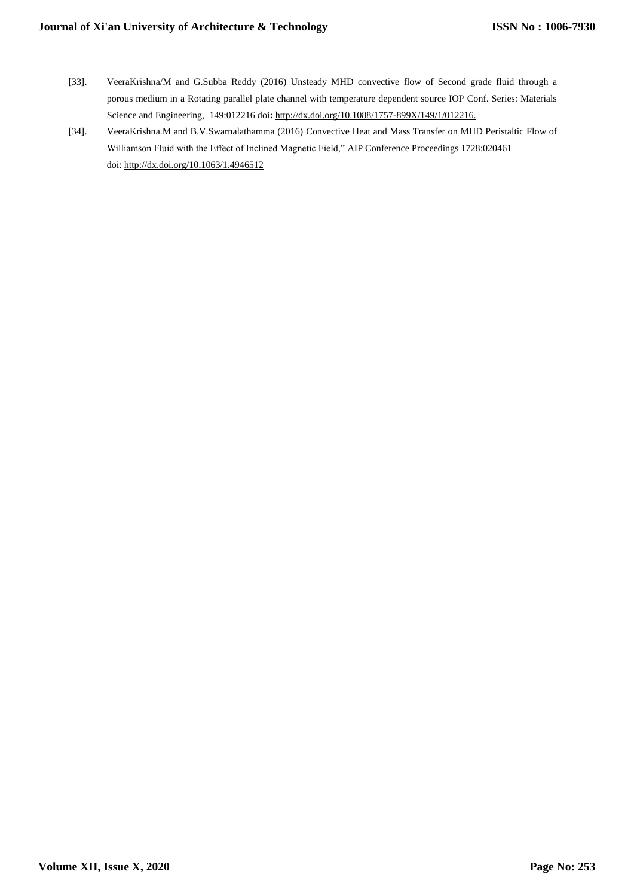[33]. VeeraKrishna/M and G.Subba Reddy (2016) Unsteady MHD convective flow of Second grade fluid through a porous medium in a Rotating parallel plate channel with temperature dependent source IOP Conf. Series: Materials Science and Engineering, 149:012216 doi: http://dx.doi.org/10.1088/1757-899X/149/1/012216.

[34]. VeeraKrishna.M and B.V.Swarnalathamma (2016) Convective Heat and Mass Transfer on MHD Peristaltic Flow of Williamson Fluid with the Effect of Inclined Magnetic Field," AIP Conference Proceedings 1728:020461 doi: http://dx.doi.org/10.1063/1.4946512